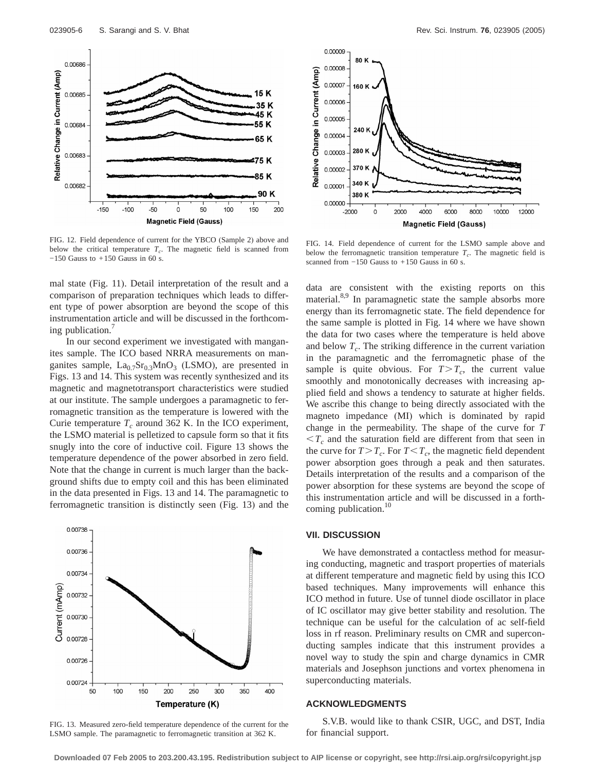FIG. 12. Field dependence of current for the YBCO (Sample 2) above and below the critical temperature $T_c$. The magnetic field is scanned from −150 Gauss to +150 Gauss in 60 s.

mal state (Fig. 11). Detail interpretation of the result and a comparison of preparation techniques which leads to different type of power absorption are beyond the scope of this instrumentation article and will be discussed in the forthcoming publication.[7]

In our second experiment we investigated with manganites sample. The ICO based NRRA measurements on manganites sample, $La_{0.7}Sr_{0.3}MnO_3$ (LSMO), are presented in Figs. 13 and 14. This system was recently synthesized and its magnetic and magnetotransport characteristics were studied at our institute. The sample undergoes a paramagnetic to ferromagnetic transition as the temperature is lowered with the Curie temperature $T_c$ around 362 K. In the ICO experiment, the LSMO material is pelletized to capsule form so that it fits snugly into the core of inductive coil. Figure 13 shows the temperature dependence of the power absorbed in zero field. Note that the change in current is much larger than the background shifts due to empty coil and this has been eliminated in the data presented in Figs. 13 and 14. The paramagnetic to ferromagnetic transition is distinctly seen (Fig. 13) and the

FIG. 13. Measured zero-field temperature dependence of the current for the LSMO sample. The paramagnetic to ferromagnetic transition at 362 K.

FIG. 14. Field dependence of current for the LSMO sample above and below the ferromagnetic transition temperature $T_c$. The magnetic field is scanned from −150 Gauss to +150 Gauss in 60 s.

data are consistent with the existing reports on this material.[8,9] In paramagnetic state the sample absorbs more energy than its ferromagnetic state. The field dependence for the same sample is plotted in Fig. 14 where we have shown the data for two cases where the temperature is held above and below $T_c$. The striking difference in the current variation in the paramagnetic and the ferromagnetic phase of the sample is quite obvious. For $T > T_c$, the current value smoothly and monotonically decreases with increasing applied field and shows a tendency to saturate at higher fields. We ascribe this change to being directly associated with the magneto impedance (MI) which is dominated by rapid change in the permeability. The shape of the curve for $T < T_c$ and the saturation field are different from that seen in the curve for $T > T_c$. For $T < T_c$, the magnetic field dependent power absorption goes through a peak and then saturates. Details interpretation of the results and a comparison of the power absorption for these systems are beyond the scope of this instrumentation article and will be discussed in a forthcoming publication.[10]

## VII. DISCUSSION

We have demonstrated a contactless method for measuring conducting, magnetic and trasport properties of materials at different temperature and magnetic field by using this ICO based techniques. Many improvements will enhance this ICO method in future. Use of tunnel diode oscillator in place of IC oscillator may give better stability and resolution. The technique can be useful for the calculation of ac self-field loss in rf reason. Preliminary results on CMR and superconducting samples indicate that this instrument provides a novel way to study the spin and charge dynamics in CMR materials and Josephson junctions and vortex phenomena in superconducting materials.

## ACKNOWLEDGMENTS

S.V.B. would like to thank CSIR, UGC, and DST, India for financial support.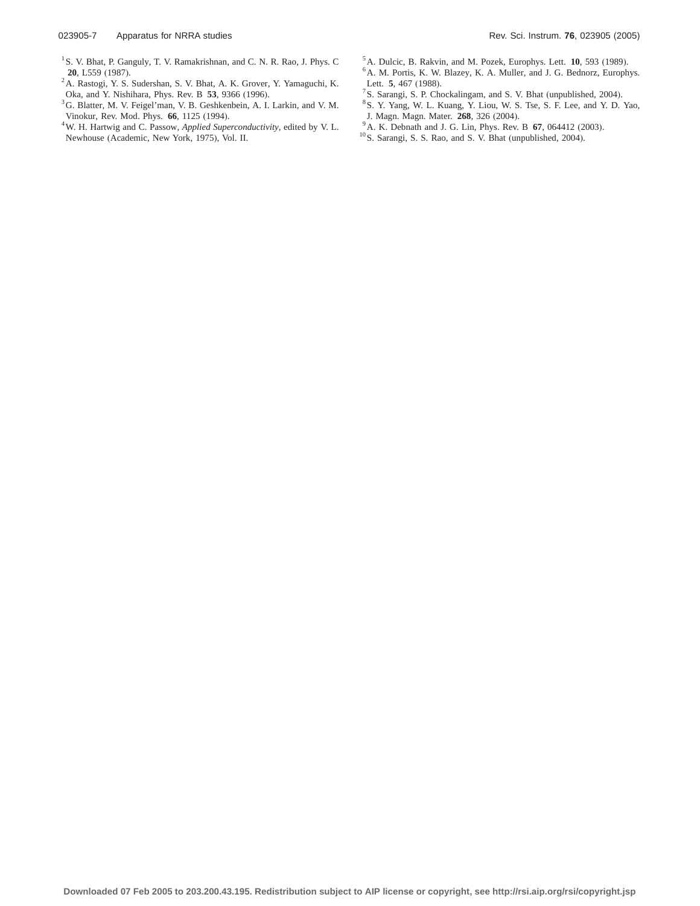[1] S. V. Bhat, P. Ganguly, T. V. Ramakrishnan, and C. N. R. Rao, J. Phys. C **20**, L559 (1987).

[2] A. Rastogi, Y. S. Sudershan, S. V. Bhat, A. K. Grover, Y. Yamaguchi, K. Oka, and Y. Nishihara, Phys. Rev. B **53**, 9366 (1996).

[3] G. Blatter, M. V. Feigel'man, V. B. Geshkenbein, A. I. Larkin, and V. M. Vinokur, Rev. Mod. Phys. **66**, 1125 (1994).

[4] W. H. Hartwig and C. Passow, *Applied Superconductivity*, edited by V. L. Newhouse (Academic, New York, 1975), Vol. II.

[5] A. Dulcic, B. Rakvin, and M. Pozek, Europhys. Lett. **10**, 593 (1989).

[6] A. M. Portis, K. W. Blazey, K. A. Muller, and J. G. Bednorz, Europhys. Lett. **5**, 467 (1988).

[7] S. Sarangi, S. P. Chockalingam, and S. V. Bhat (unpublished, 2004).

[8] S. Y. Yang, W. L. Kuang, Y. Liou, W. S. Tse, S. F. Lee, and Y. D. Yao, J. Magn. Magn. Mater. **268**, 326 (2004).

[9] A. K. Debnath and J. G. Lin, Phys. Rev. B **67**, 064412 (2003).

[10] S. Sarangi, S. S. Rao, and S. V. Bhat (unpublished, 2004).